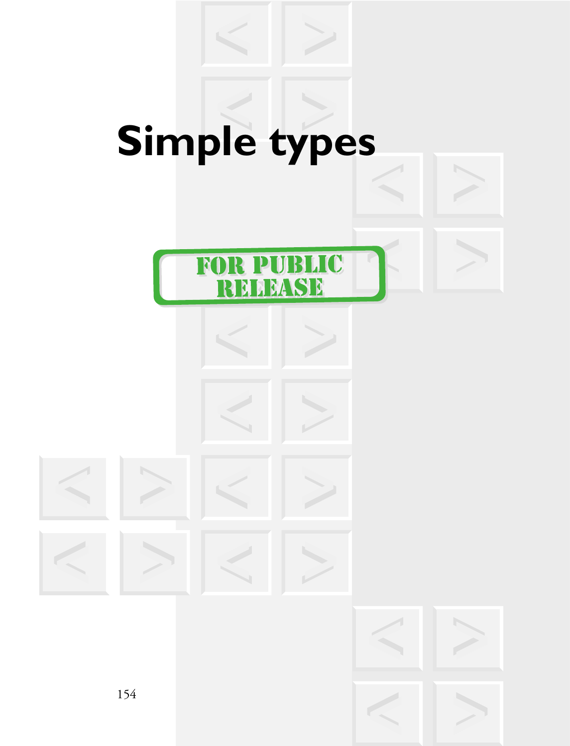# Simple types

FOR PUBLIC RELEASE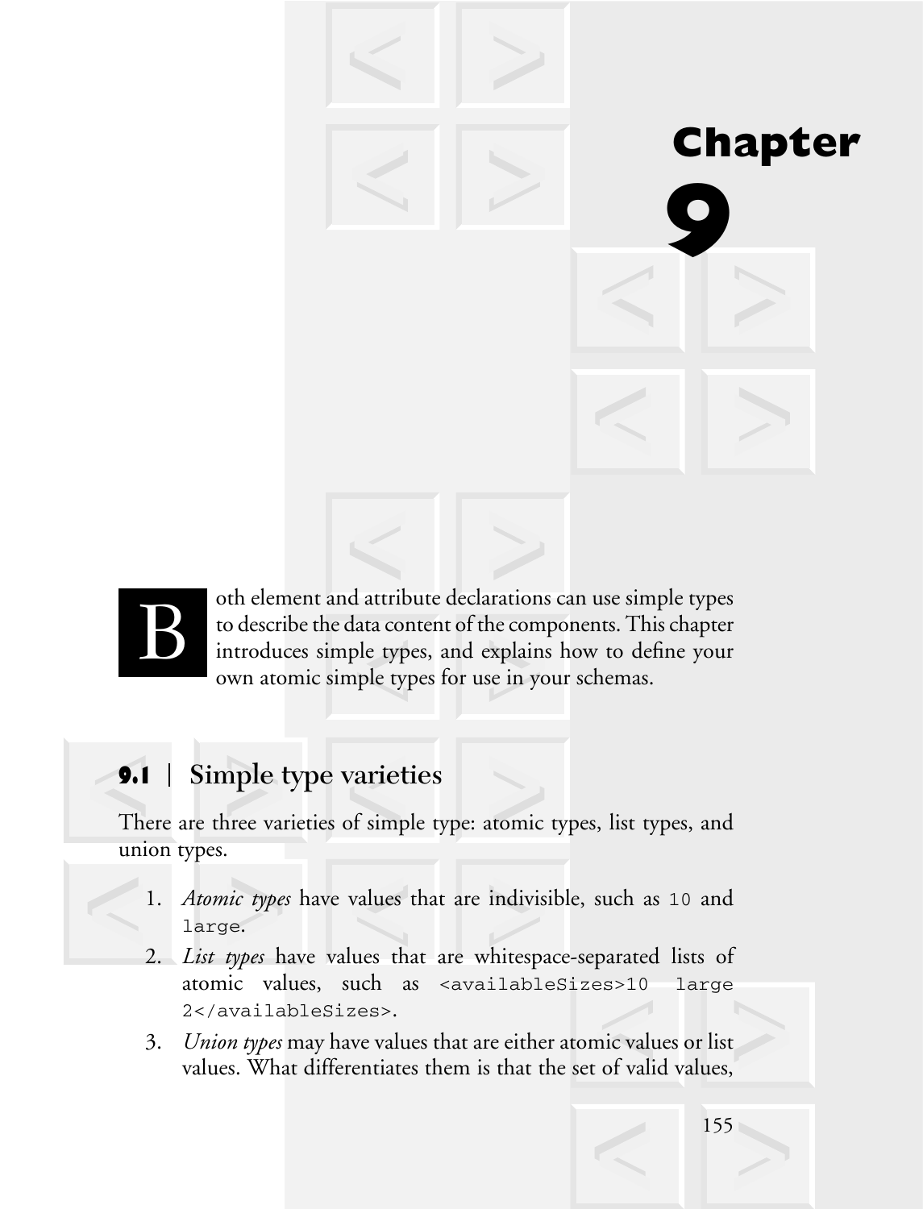# Chapter 9

Both element and attribute declarations can use simple types to describe the data content of the components. This chapter introduces simple types, and explains how to define your own atomic simple types for use in your schemas.

## 9.1 | Simple type varieties

There are three varieties of simple type: atomic types, list types, and union types.

1. *Atomic types* have values that are indivisible, such as `10` and `large`.
2. *List types* have values that are whitespace-separated lists of atomic values, such as `<availableSizes>10 large 2</availableSizes>`.
3. *Union types* may have values that are either atomic values or list values. What differentiates them is that the set of valid values,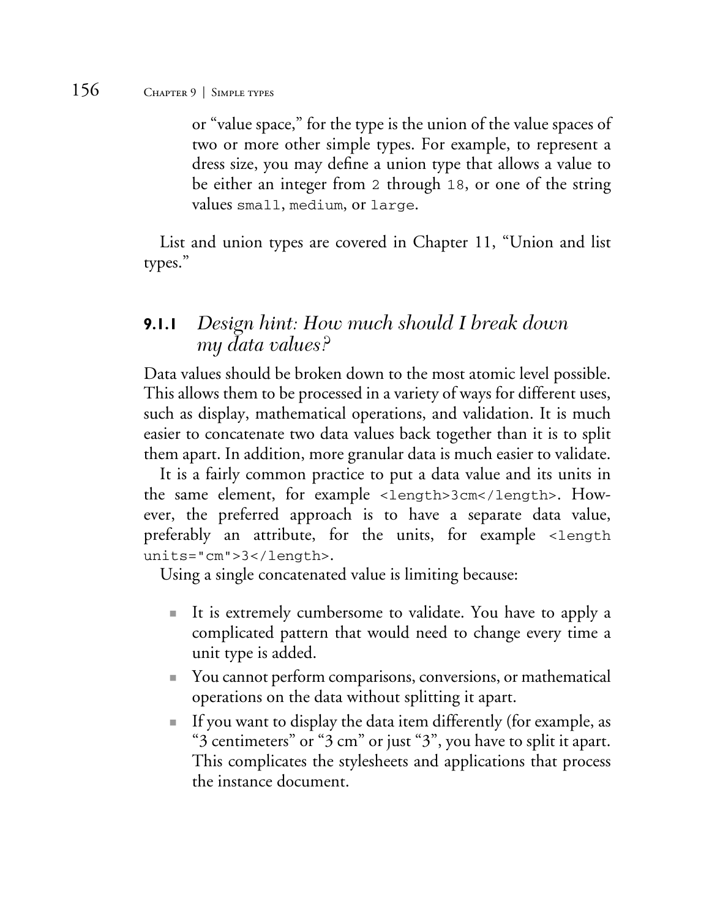or "value space," for the type is the union of the value spaces of two or more other simple types. For example, to represent a dress size, you may define a union type that allows a value to be either an integer from `2` through `18`, or one of the string values `small`, `medium`, or `large`.

List and union types are covered in Chapter 11, "Union and list types."

### 9.1.1 *Design hint: How much should I break down my data values?*

Data values should be broken down to the most atomic level possible. This allows them to be processed in a variety of ways for different uses, such as display, mathematical operations, and validation. It is much easier to concatenate two data values back together than it is to split them apart. In addition, more granular data is much easier to validate.

It is a fairly common practice to put a data value and its units in the same element, for example `<length>3cm</length>`. However, the preferred approach is to have a separate data value, preferably an attribute, for the units, for example `<length units="cm">3</length>`.

Using a single concatenated value is limiting because:

- It is extremely cumbersome to validate. You have to apply a complicated pattern that would need to change every time a unit type is added.
- You cannot perform comparisons, conversions, or mathematical operations on the data without splitting it apart.
- If you want to display the data item differently (for example, as "3 centimeters" or "3 cm" or just "3", you have to split it apart. This complicates the stylesheets and applications that process the instance document.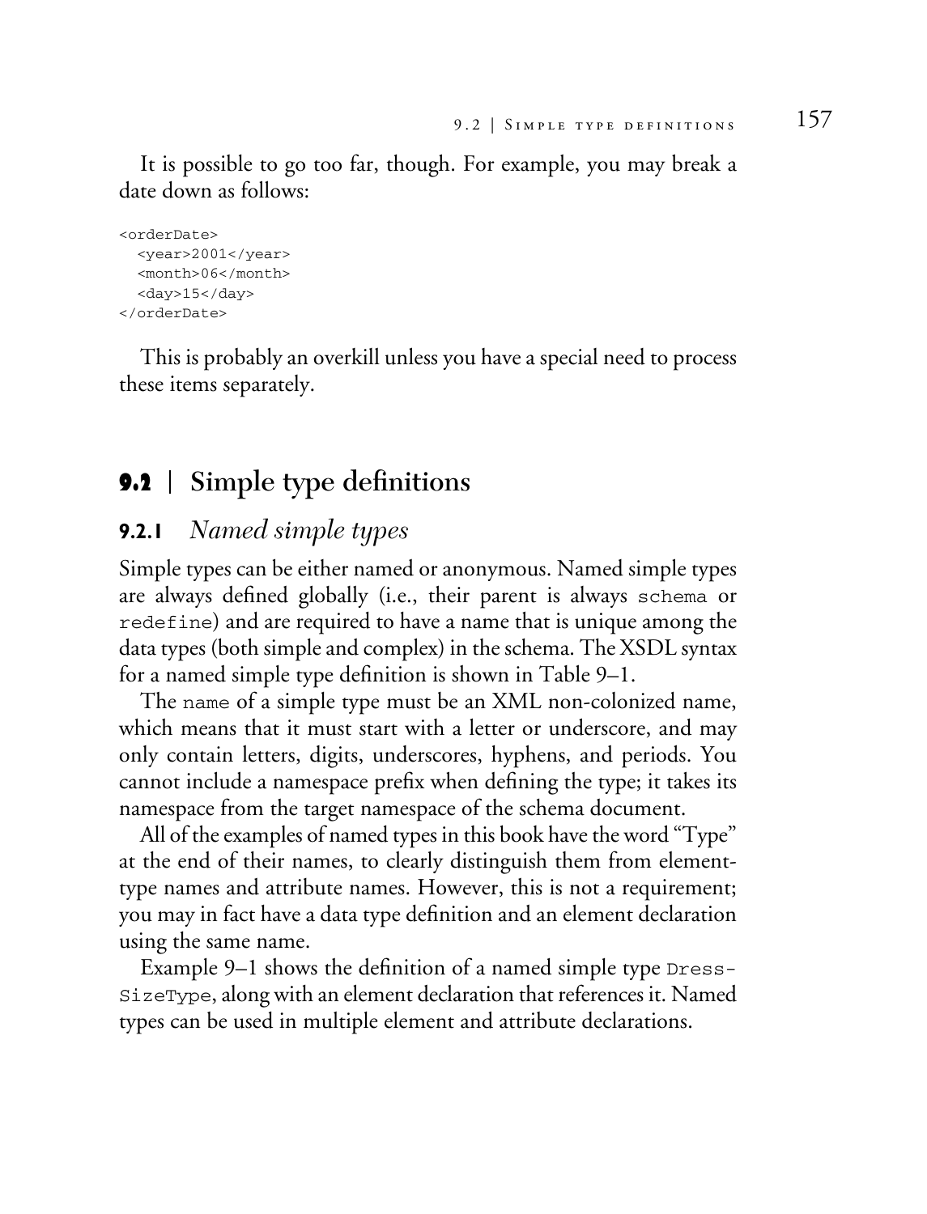It is possible to go too far, though. For example, you may break a date down as follows:

```
<orderDate>
  <year>2001</year>
  <month>06</month>
  <day>15</day>
</orderDate>
```

This is probably an overkill unless you have a special need to process these items separately.

## 9.2 | Simple type definitions

### 9.2.1 *Named simple types*

Simple types can be either named or anonymous. Named simple types are always defined globally (i.e., their parent is always `schema` or `redefine`) and are required to have a name that is unique among the data types (both simple and complex) in the schema. The XSDL syntax for a named simple type definition is shown in Table 9–1.

The `name` of a simple type must be an XML non-colonized name, which means that it must start with a letter or underscore, and may only contain letters, digits, underscores, hyphens, and periods. You cannot include a namespace prefix when defining the type; it takes its namespace from the target namespace of the schema document.

All of the examples of named types in this book have the word "Type" at the end of their names, to clearly distinguish them from element-type names and attribute names. However, this is not a requirement; you may in fact have a data type definition and an element declaration using the same name.

Example 9–1 shows the definition of a named simple type `DressSizeType`, along with an element declaration that references it. Named types can be used in multiple element and attribute declarations.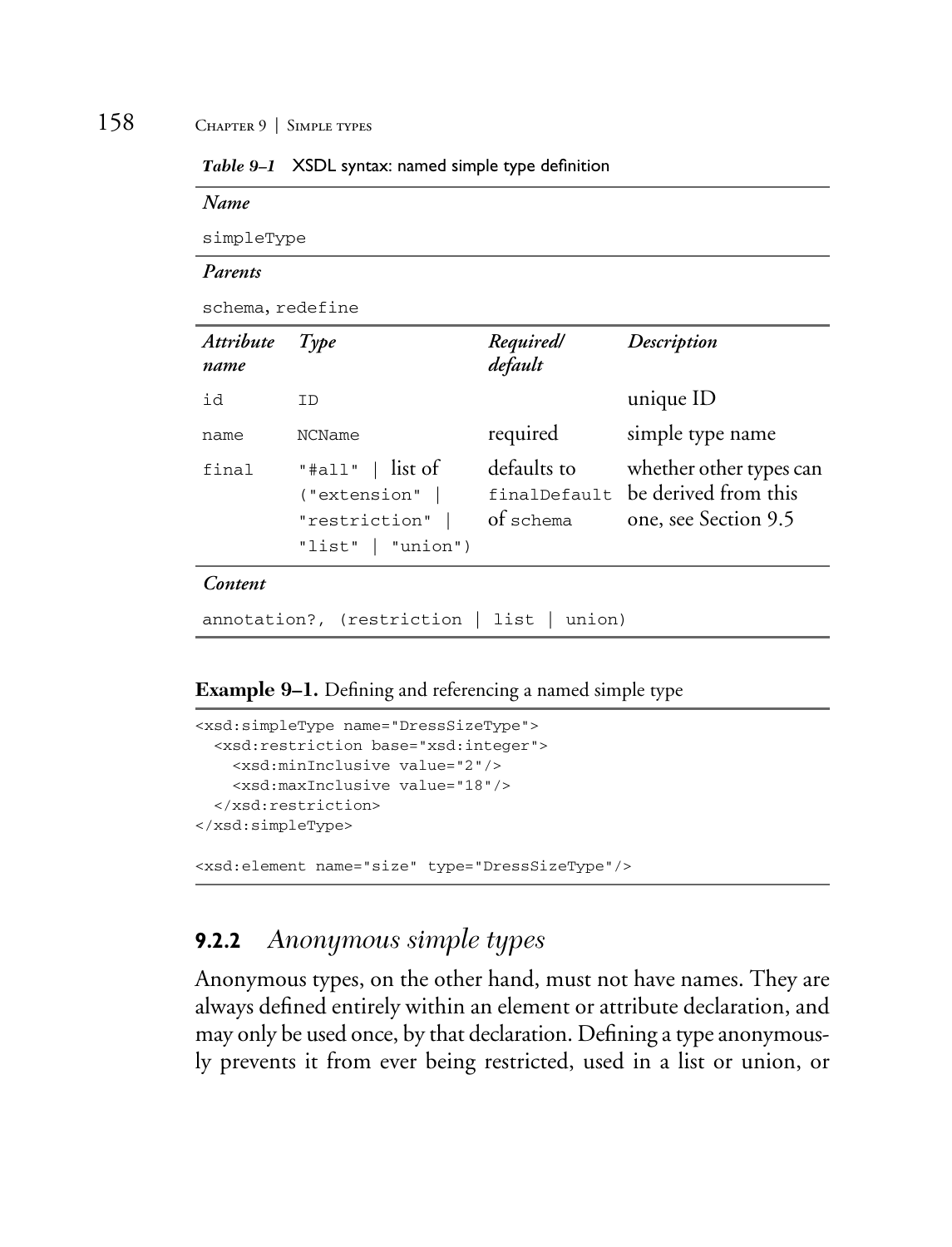*Table 9–1* XSDL syntax: named simple type definition

| *Name* | | | |
|---|---|---|---|
| simpleType | | | |
| *Parents* | | | |
| schema, redefine | | | |
| *Attribute name* | *Type* | *Required/ default* | *Description* |
| id | ID | | unique ID |
| name | NCName | required | simple type name |
| final | "#all" \| list of ("extension" \| "restriction" \| "list" \| "union") | defaults to finalDefault of schema | whether other types can be derived from this one, see Section 9.5 |
| *Content* | | | |
| annotation?, (restriction \| list \| union) | | | |

**Example 9–1.** Defining and referencing a named simple type

```
<xsd:simpleType name="DressSizeType">
  <xsd:restriction base="xsd:integer">
    <xsd:minInclusive value="2"/>
    <xsd:maxInclusive value="18"/>
  </xsd:restriction>
</xsd:simpleType>

<xsd:element name="size" type="DressSizeType"/>
```

### 9.2.2 *Anonymous simple types*

Anonymous types, on the other hand, must not have names. They are always defined entirely within an element or attribute declaration, and may only be used once, by that declaration. Defining a type anonymously prevents it from ever being restricted, used in a list or union, or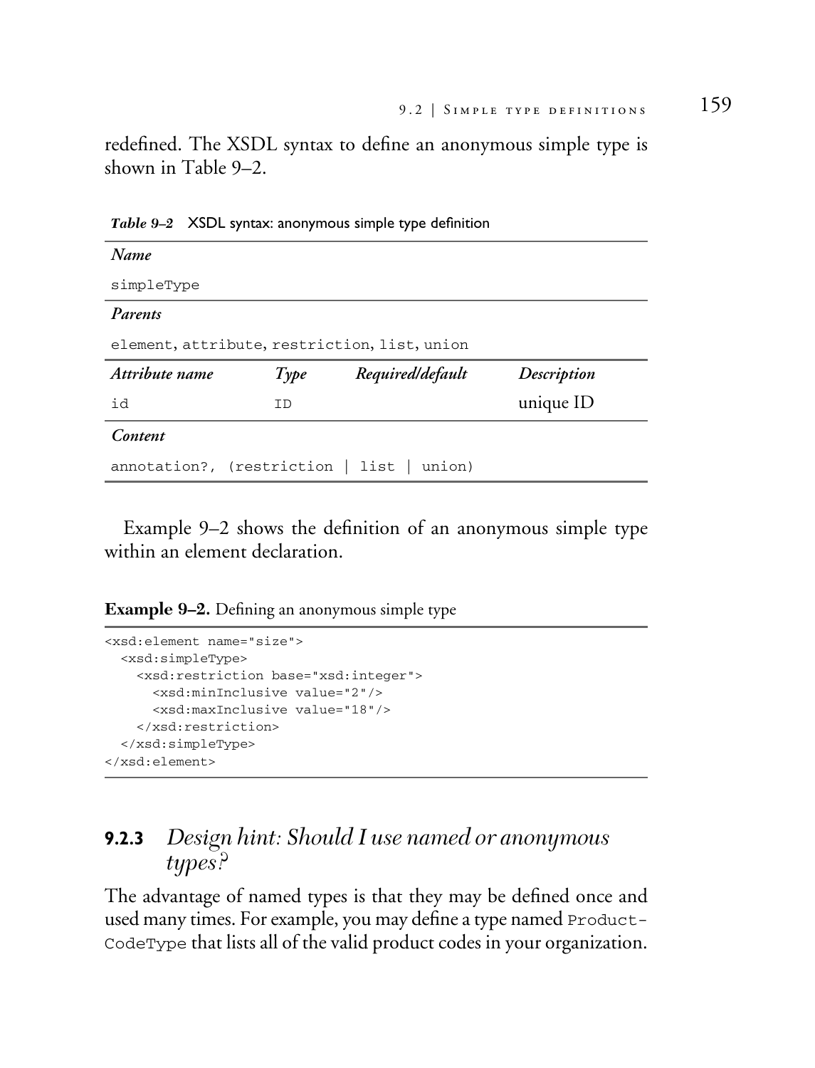redefined. The XSDL syntax to define an anonymous simple type is shown in Table 9–2.

*Table 9–2* XSDL syntax: anonymous simple type definition

| *Name* | | | |
|---|---|---|---|
| `simpleType` | | | |
| *Parents* | | | |
| `element`, `attribute`, `restriction`, `list`, `union` | | | |
| *Attribute name* | *Type* | *Required/default* | *Description* |
| `id` | `ID` | | unique ID |
| *Content* | | | |
| `annotation?, (restriction \| list \| union)` | | | |

Example 9–2 shows the definition of an anonymous simple type within an element declaration.

**Example 9–2.** Defining an anonymous simple type

```
<xsd:element name="size">
  <xsd:simpleType>
    <xsd:restriction base="xsd:integer">
      <xsd:minInclusive value="2"/>
      <xsd:maxInclusive value="18"/>
    </xsd:restriction>
  </xsd:simpleType>
</xsd:element>
```

### 9.2.3 *Design hint: Should I use named or anonymous types?*

The advantage of named types is that they may be defined once and used many times. For example, you may define a type named `ProductCodeType` that lists all of the valid product codes in your organization.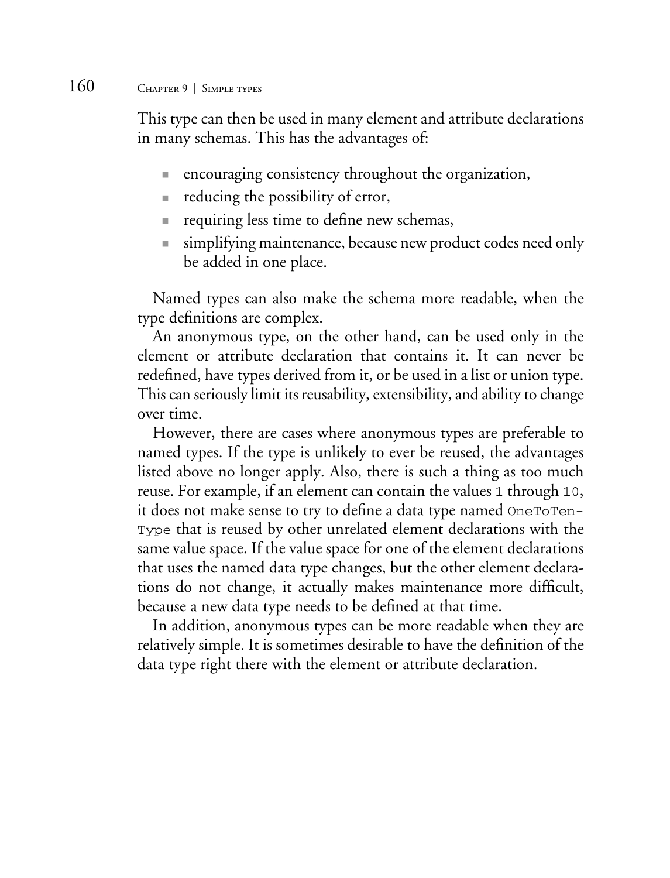This type can then be used in many element and attribute declarations in many schemas. This has the advantages of:

- encouraging consistency throughout the organization,
- reducing the possibility of error,
- requiring less time to define new schemas,
- simplifying maintenance, because new product codes need only be added in one place.

Named types can also make the schema more readable, when the type definitions are complex.

An anonymous type, on the other hand, can be used only in the element or attribute declaration that contains it. It can never be redefined, have types derived from it, or be used in a list or union type. This can seriously limit its reusability, extensibility, and ability to change over time.

However, there are cases where anonymous types are preferable to named types. If the type is unlikely to ever be reused, the advantages listed above no longer apply. Also, there is such a thing as too much reuse. For example, if an element can contain the values `1` through `10`, it does not make sense to try to define a data type named `OneToTenType` that is reused by other unrelated element declarations with the same value space. If the value space for one of the element declarations that uses the named data type changes, but the other element declarations do not change, it actually makes maintenance more difficult, because a new data type needs to be defined at that time.

In addition, anonymous types can be more readable when they are relatively simple. It is sometimes desirable to have the definition of the data type right there with the element or attribute declaration.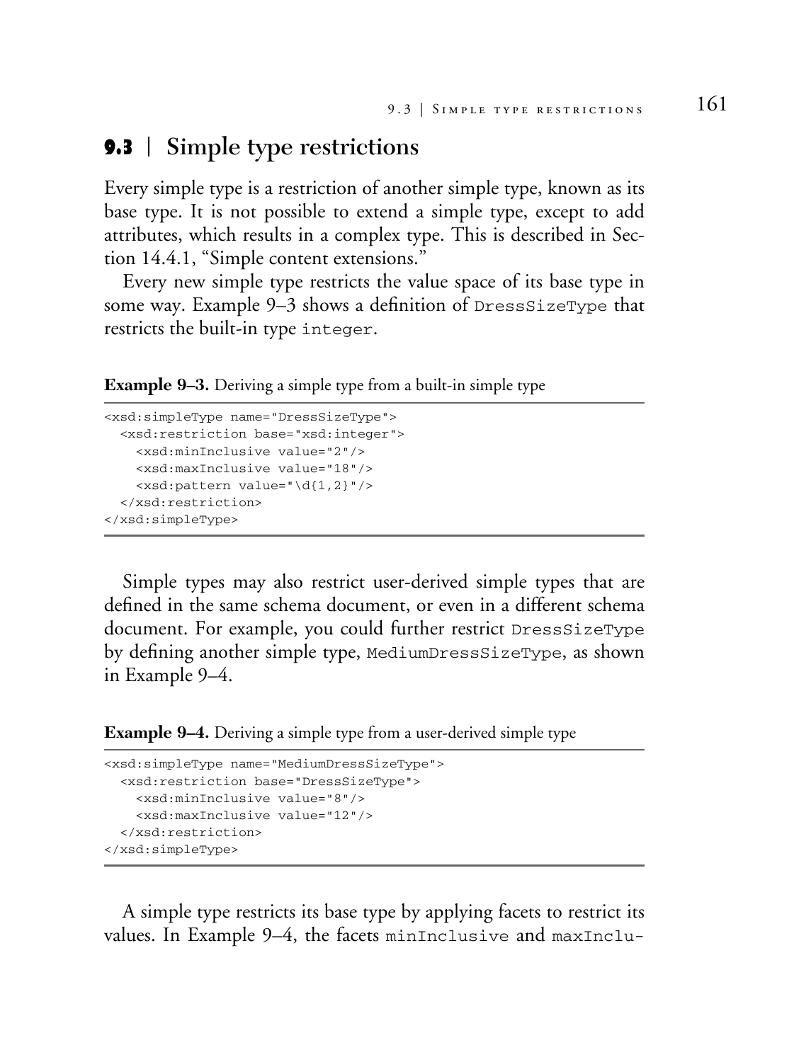## 9.3 | Simple type restrictions

Every simple type is a restriction of another simple type, known as its base type. It is not possible to extend a simple type, except to add attributes, which results in a complex type. This is described in Section 14.4.1, "Simple content extensions."

Every new simple type restricts the value space of its base type in some way. Example 9–3 shows a definition of `DressSizeType` that restricts the built-in type `integer`.

**Example 9–3.** Deriving a simple type from a built-in simple type

```
<xsd:simpleType name="DressSizeType">
  <xsd:restriction base="xsd:integer">
    <xsd:minInclusive value="2"/>
    <xsd:maxInclusive value="18"/>
    <xsd:pattern value="\d{1,2}"/>
  </xsd:restriction>
</xsd:simpleType>
```

Simple types may also restrict user-derived simple types that are defined in the same schema document, or even in a different schema document. For example, you could further restrict `DressSizeType` by defining another simple type, `MediumDressSizeType`, as shown in Example 9–4.

**Example 9–4.** Deriving a simple type from a user-derived simple type

```
<xsd:simpleType name="MediumDressSizeType">
  <xsd:restriction base="DressSizeType">
    <xsd:minInclusive value="8"/>
    <xsd:maxInclusive value="12"/>
  </xsd:restriction>
</xsd:simpleType>
```

A simple type restricts its base type by applying facets to restrict its values. In Example 9–4, the facets `minInclusive` and `maxInclu-`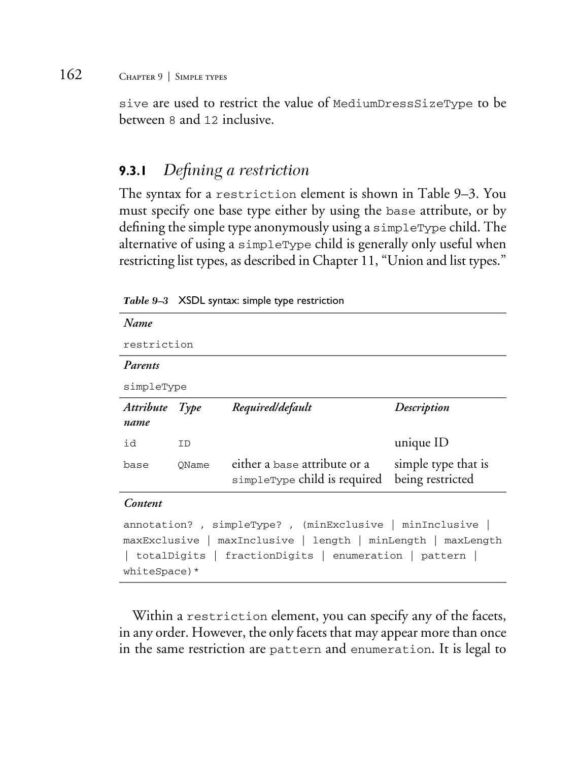sive are used to restrict the value of MediumDressSizeType to be between 8 and 12 inclusive.

### 9.3.1 *Defining a restriction*

The syntax for a restriction element is shown in Table 9–3. You must specify one base type either by using the base attribute, or by defining the simple type anonymously using a simpleType child. The alternative of using a simpleType child is generally only useful when restricting list types, as described in Chapter 11, "Union and list types."

*Table 9–3* XSDL syntax: simple type restriction

| *Name* | | | |
|---|---|---|---|
| restriction | | | |
| ***Parents*** | | | |
| simpleType | | | |
| ***Attribute name*** | ***Type*** | ***Required/default*** | ***Description*** |
| id | ID | | unique ID |
| base | QName | either a base attribute or a simpleType child is required | simple type that is being restricted |
| ***Content*** | | | |
| annotation? , simpleType? , (minExclusive \| minInclusive \| maxExclusive \| maxInclusive \| length \| minLength \| maxLength \| totalDigits \| fractionDigits \| enumeration \| pattern \| whiteSpace)* | | | |

Within a restriction element, you can specify any of the facets, in any order. However, the only facets that may appear more than once in the same restriction are pattern and enumeration. It is legal to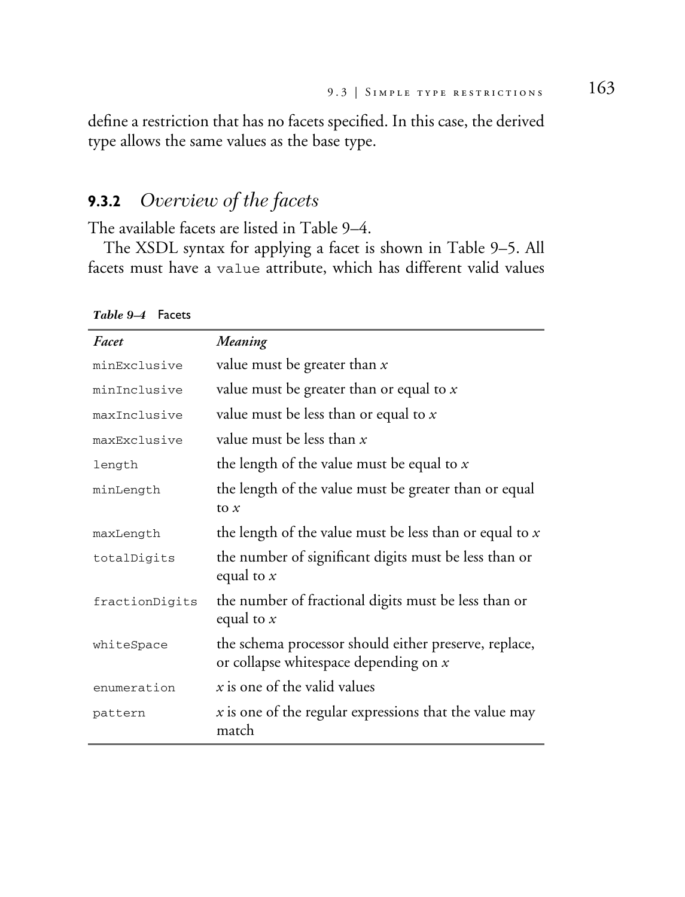define a restriction that has no facets specified. In this case, the derived type allows the same values as the base type.

### 9.3.2 *Overview of the facets*

The available facets are listed in Table 9–4.

The XSDL syntax for applying a facet is shown in Table 9–5. All facets must have a `value` attribute, which has different valid values

***Table 9–4*** Facets

| *Facet* | *Meaning* |
|---|---|
| `minExclusive` | value must be greater than *x* |
| `minInclusive` | value must be greater than or equal to *x* |
| `maxInclusive` | value must be less than or equal to *x* |
| `maxExclusive` | value must be less than *x* |
| `length` | the length of the value must be equal to *x* |
| `minLength` | the length of the value must be greater than or equal to *x* |
| `maxLength` | the length of the value must be less than or equal to *x* |
| `totalDigits` | the number of significant digits must be less than or equal to *x* |
| `fractionDigits` | the number of fractional digits must be less than or equal to *x* |
| `whiteSpace` | the schema processor should either preserve, replace, or collapse whitespace depending on *x* |
| `enumeration` | *x* is one of the valid values |
| `pattern` | *x* is one of the regular expressions that the value may match |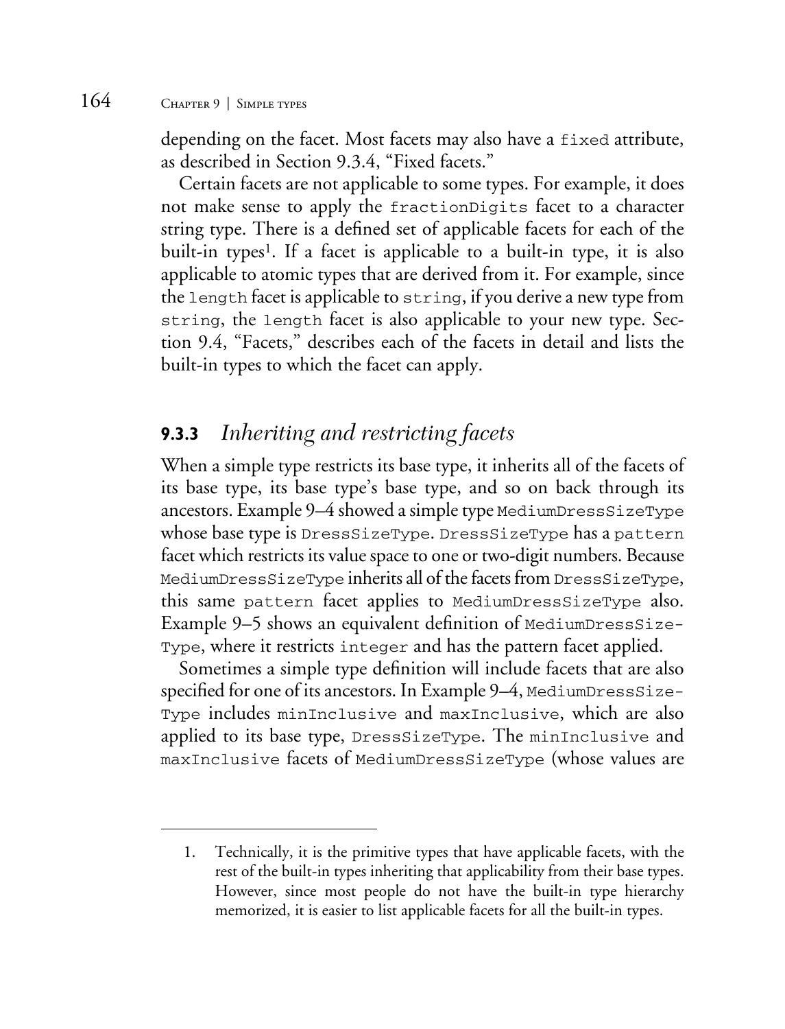depending on the facet. Most facets may also have a `fixed` attribute, as described in Section 9.3.4, "Fixed facets."

Certain facets are not applicable to some types. For example, it does not make sense to apply the `fractionDigits` facet to a character string type. There is a defined set of applicable facets for each of the built-in types[1]. If a facet is applicable to a built-in type, it is also applicable to atomic types that are derived from it. For example, since the `length` facet is applicable to `string`, if you derive a new type from `string`, the `length` facet is also applicable to your new type. Section 9.4, "Facets," describes each of the facets in detail and lists the built-in types to which the facet can apply.

### 9.3.3 *Inheriting and restricting facets*

When a simple type restricts its base type, it inherits all of the facets of its base type, its base type's base type, and so on back through its ancestors. Example 9–4 showed a simple type `MediumDressSizeType` whose base type is `DressSizeType`. `DressSizeType` has a `pattern` facet which restricts its value space to one or two-digit numbers. Because `MediumDressSizeType` inherits all of the facets from `DressSizeType`, this same `pattern` facet applies to `MediumDressSizeType` also. Example 9–5 shows an equivalent definition of `MediumDressSizeType`, where it restricts `integer` and has the pattern facet applied.

Sometimes a simple type definition will include facets that are also specified for one of its ancestors. In Example 9–4, `MediumDressSizeType` includes `minInclusive` and `maxInclusive`, which are also applied to its base type, `DressSizeType`. The `minInclusive` and `maxInclusive` facets of `MediumDressSizeType` (whose values are

---

1. Technically, it is the primitive types that have applicable facets, with the rest of the built-in types inheriting that applicability from their base types. However, since most people do not have the built-in type hierarchy memorized, it is easier to list applicable facets for all the built-in types.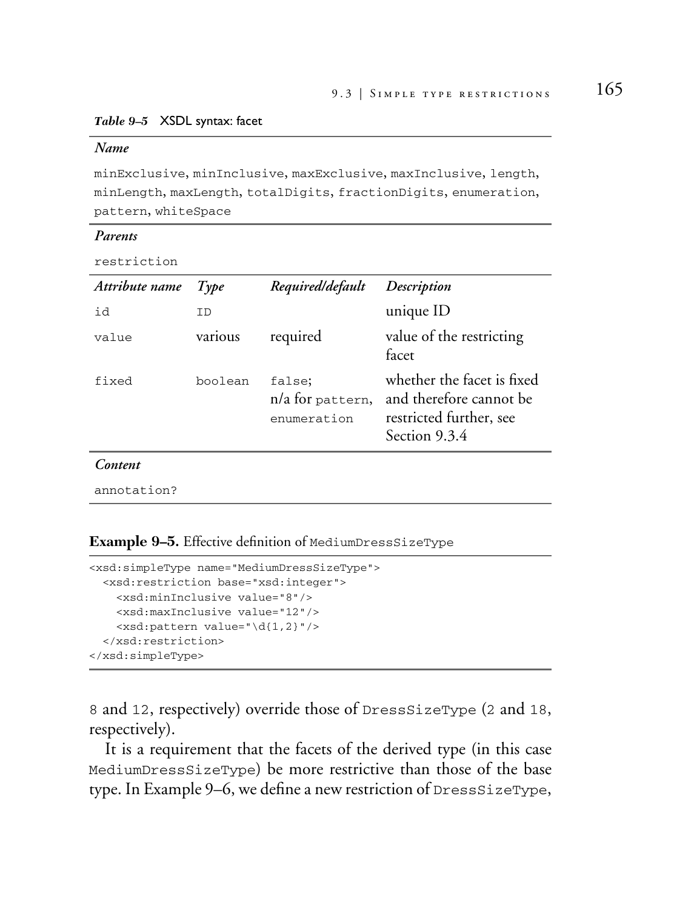*Table 9–5* XSDL syntax: facet

| *Name* | | | |
|---|---|---|---|
| minExclusive, minInclusive, maxExclusive, maxInclusive, length, minLength, maxLength, totalDigits, fractionDigits, enumeration, pattern, whiteSpace | | | |
| ***Parents*** | | | |
| restriction | | | |
| ***Attribute name*** | ***Type*** | ***Required/default*** | ***Description*** |
| id | ID | | unique ID |
| value | various | required | value of the restricting facet |
| fixed | boolean | false; n/a for pattern, enumeration | whether the facet is fixed and therefore cannot be restricted further, see Section 9.3.4 |
| ***Content*** | | | |
| annotation? | | | |

**Example 9–5.** Effective definition of MediumDressSizeType

```
<xsd:simpleType name="MediumDressSizeType">
  <xsd:restriction base="xsd:integer">
    <xsd:minInclusive value="8"/>
    <xsd:maxInclusive value="12"/>
    <xsd:pattern value="\d{1,2}"/>
  </xsd:restriction>
</xsd:simpleType>
```

8 and 12, respectively) override those of DressSizeType (2 and 18, respectively).

It is a requirement that the facets of the derived type (in this case MediumDressSizeType) be more restrictive than those of the base type. In Example 9–6, we define a new restriction of DressSizeType,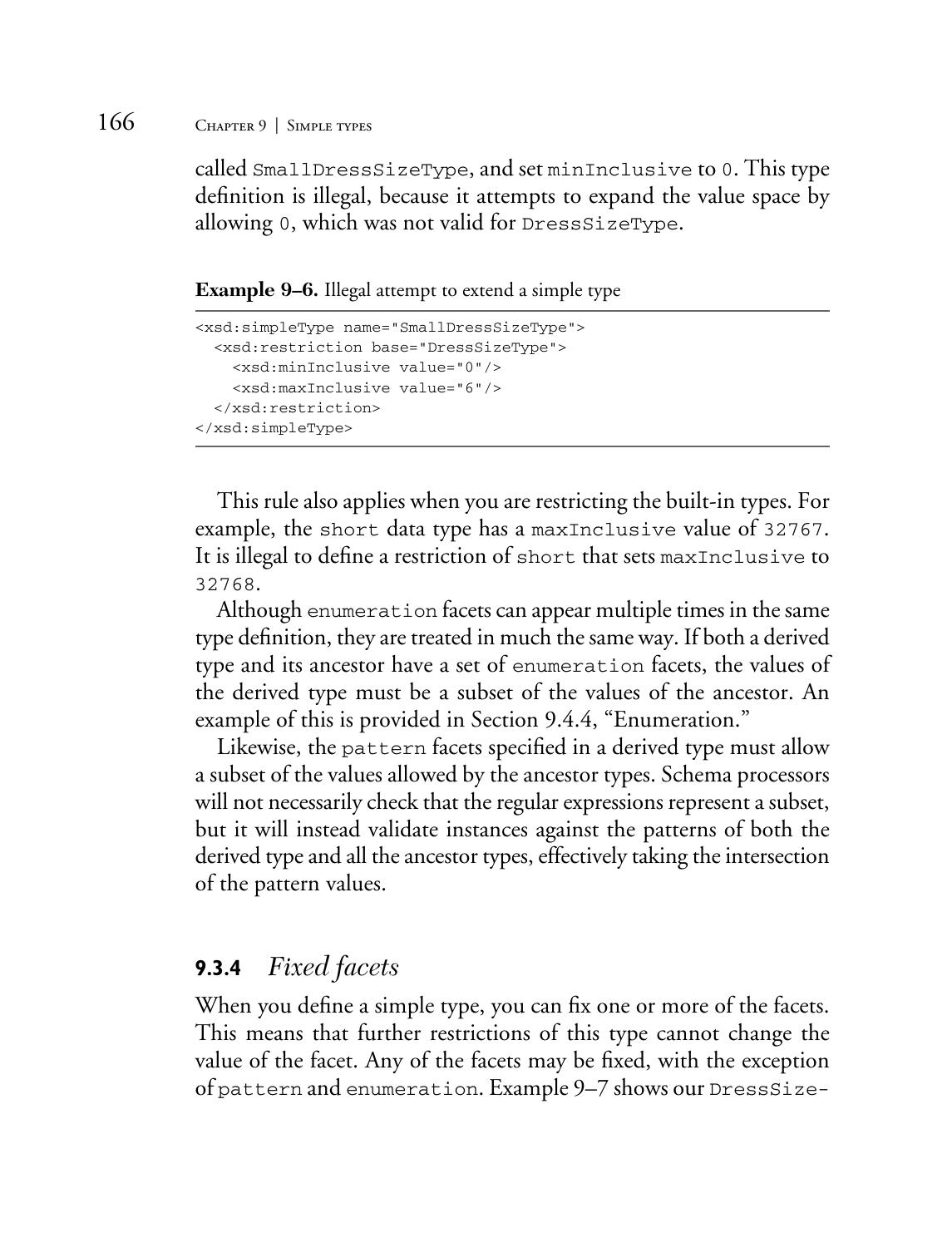called `SmallDressSizeType`, and set `minInclusive` to `0`. This type definition is illegal, because it attempts to expand the value space by allowing `0`, which was not valid for `DressSizeType`.

**Example 9–6.** Illegal attempt to extend a simple type

```
<xsd:simpleType name="SmallDressSizeType">
  <xsd:restriction base="DressSizeType">
    <xsd:minInclusive value="0"/>
    <xsd:maxInclusive value="6"/>
  </xsd:restriction>
</xsd:simpleType>
```

This rule also applies when you are restricting the built-in types. For example, the `short` data type has a `maxInclusive` value of `32767`. It is illegal to define a restriction of `short` that sets `maxInclusive` to `32768`.

Although `enumeration` facets can appear multiple times in the same type definition, they are treated in much the same way. If both a derived type and its ancestor have a set of `enumeration` facets, the values of the derived type must be a subset of the values of the ancestor. An example of this is provided in Section 9.4.4, "Enumeration."

Likewise, the `pattern` facets specified in a derived type must allow a subset of the values allowed by the ancestor types. Schema processors will not necessarily check that the regular expressions represent a subset, but it will instead validate instances against the patterns of both the derived type and all the ancestor types, effectively taking the intersection of the pattern values.

### 9.3.4 *Fixed facets*

When you define a simple type, you can fix one or more of the facets. This means that further restrictions of this type cannot change the value of the facet. Any of the facets may be fixed, with the exception of `pattern` and `enumeration`. Example 9–7 shows our `DressSize-`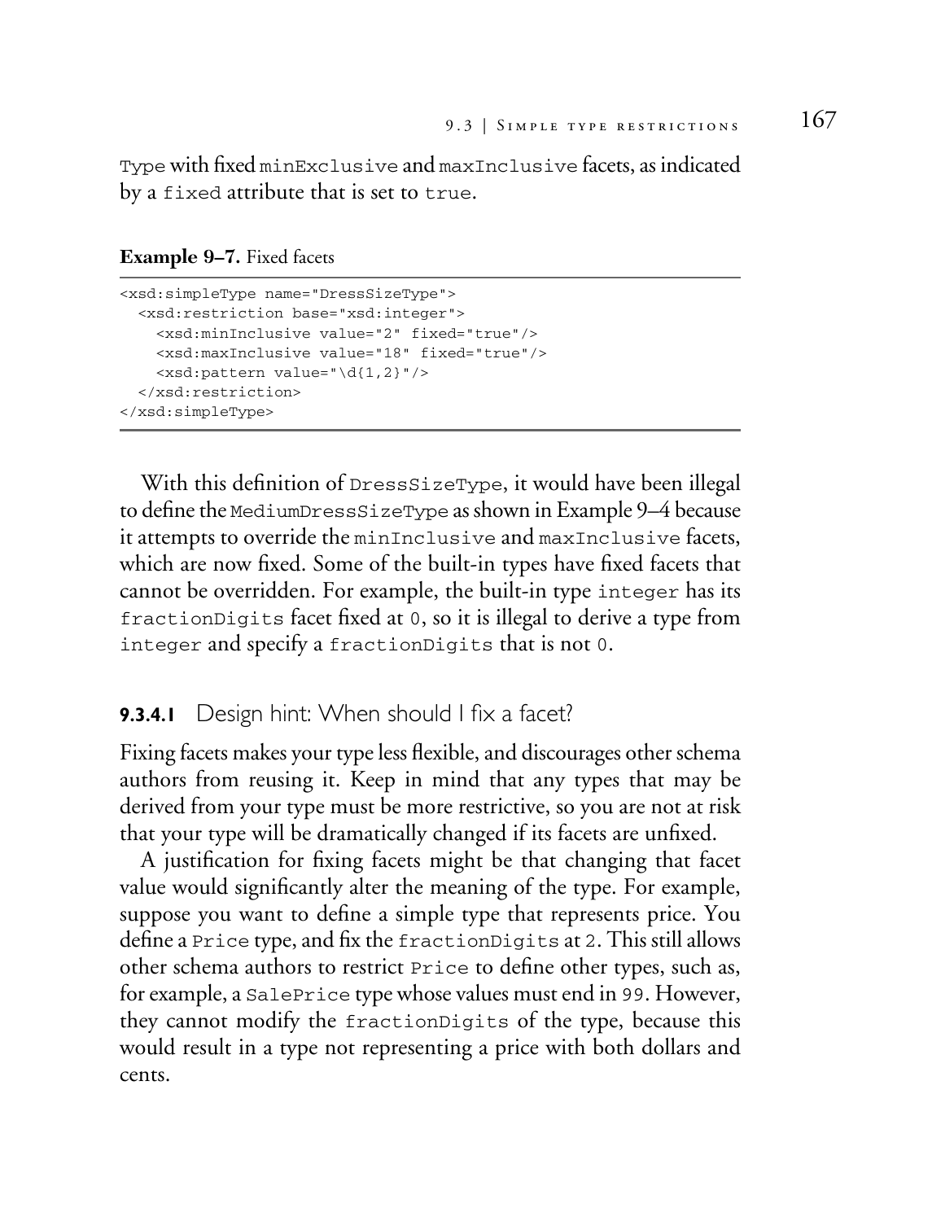Type with fixed minExclusive and maxInclusive facets, as indicated by a fixed attribute that is set to true.

**Example 9–7.** Fixed facets

```
<xsd:simpleType name="DressSizeType">
  <xsd:restriction base="xsd:integer">
    <xsd:minInclusive value="2" fixed="true"/>
    <xsd:maxInclusive value="18" fixed="true"/>
    <xsd:pattern value="\d{1,2}"/>
  </xsd:restriction>
</xsd:simpleType>
```

With this definition of DressSizeType, it would have been illegal to define the MediumDressSizeType as shown in Example 9–4 because it attempts to override the minInclusive and maxInclusive facets, which are now fixed. Some of the built-in types have fixed facets that cannot be overridden. For example, the built-in type integer has its fractionDigits facet fixed at 0, so it is illegal to derive a type from integer and specify a fractionDigits that is not 0.

#### 9.3.4.1 Design hint: When should I fix a facet?

Fixing facets makes your type less flexible, and discourages other schema authors from reusing it. Keep in mind that any types that may be derived from your type must be more restrictive, so you are not at risk that your type will be dramatically changed if its facets are unfixed.

A justification for fixing facets might be that changing that facet value would significantly alter the meaning of the type. For example, suppose you want to define a simple type that represents price. You define a Price type, and fix the fractionDigits at 2. This still allows other schema authors to restrict Price to define other types, such as, for example, a SalePrice type whose values must end in 99. However, they cannot modify the fractionDigits of the type, because this would result in a type not representing a price with both dollars and cents.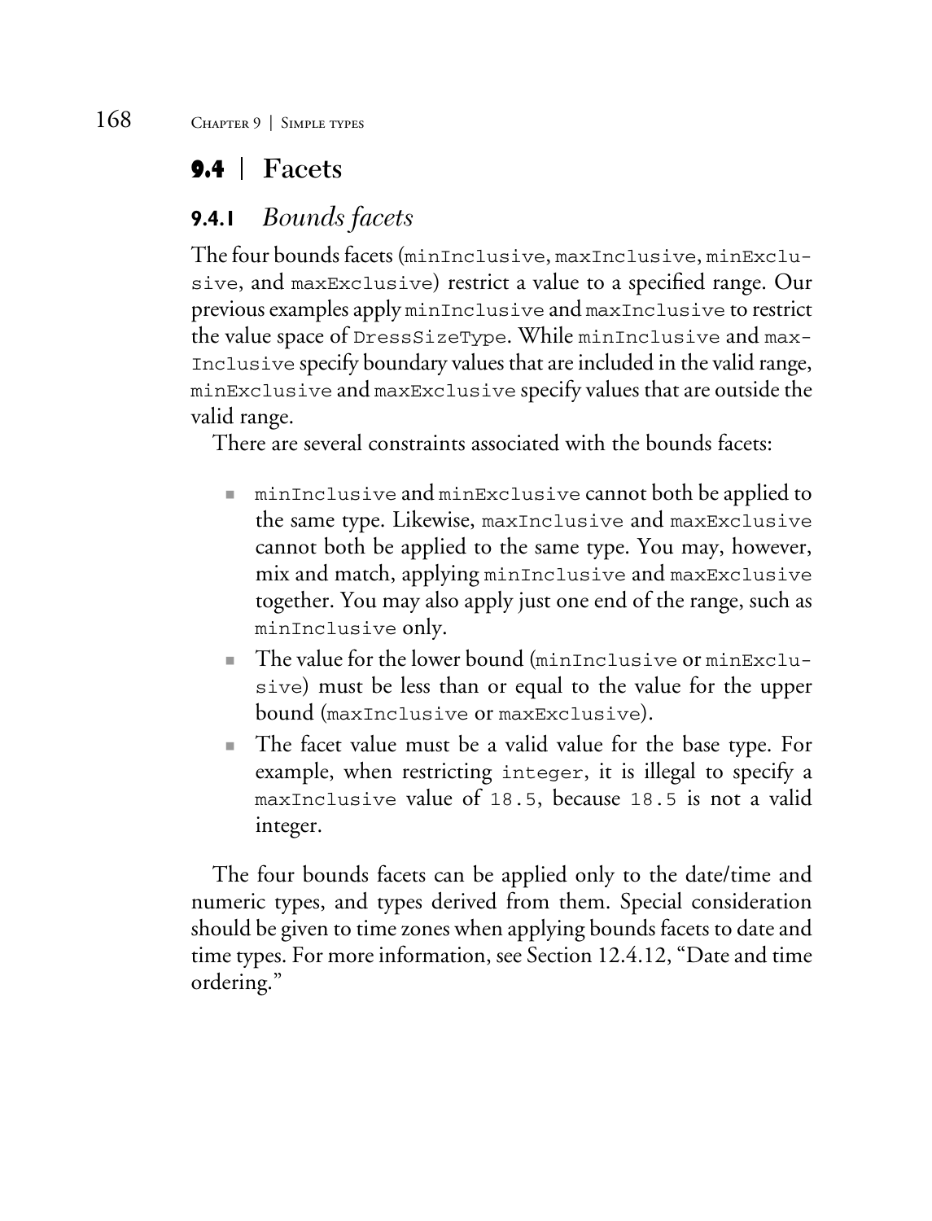## 9.4 | Facets

### 9.4.1 *Bounds facets*

The four bounds facets (`minInclusive`, `maxInclusive`, `minExclusive`, and `maxExclusive`) restrict a value to a specified range. Our previous examples apply `minInclusive` and `maxInclusive` to restrict the value space of `DressSizeType`. While `minInclusive` and `maxInclusive` specify boundary values that are included in the valid range, `minExclusive` and `maxExclusive` specify values that are outside the valid range.

There are several constraints associated with the bounds facets:

- `minInclusive` and `minExclusive` cannot both be applied to the same type. Likewise, `maxInclusive` and `maxExclusive` cannot both be applied to the same type. You may, however, mix and match, applying `minInclusive` and `maxExclusive` together. You may also apply just one end of the range, such as `minInclusive` only.
- The value for the lower bound (`minInclusive` or `minExclusive`) must be less than or equal to the value for the upper bound (`maxInclusive` or `maxExclusive`).
- The facet value must be a valid value for the base type. For example, when restricting `integer`, it is illegal to specify a `maxInclusive` value of `18.5`, because `18.5` is not a valid integer.

The four bounds facets can be applied only to the date/time and numeric types, and types derived from them. Special consideration should be given to time zones when applying bounds facets to date and time types. For more information, see Section 12.4.12, "Date and time ordering."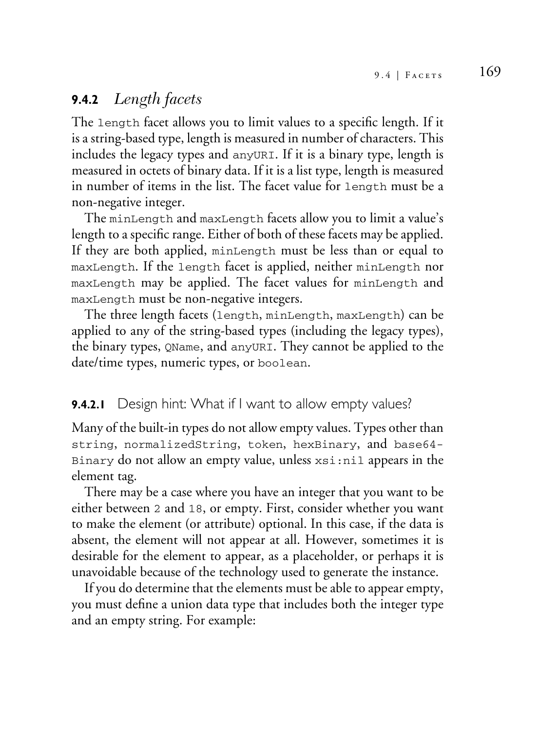### 9.4.2 *Length facets*

The `length` facet allows you to limit values to a specific length. If it is a string-based type, length is measured in number of characters. This includes the legacy types and `anyURI`. If it is a binary type, length is measured in octets of binary data. If it is a list type, length is measured in number of items in the list. The facet value for `length` must be a non-negative integer.

The `minLength` and `maxLength` facets allow you to limit a value's length to a specific range. Either of both of these facets may be applied. If they are both applied, `minLength` must be less than or equal to `maxLength`. If the `length` facet is applied, neither `minLength` nor `maxLength` may be applied. The facet values for `minLength` and `maxLength` must be non-negative integers.

The three length facets (`length`, `minLength`, `maxLength`) can be applied to any of the string-based types (including the legacy types), the binary types, `QName`, and `anyURI`. They cannot be applied to the date/time types, numeric types, or `boolean`.

#### 9.4.2.1 Design hint: What if I want to allow empty values?

Many of the built-in types do not allow empty values. Types other than `string`, `normalizedString`, `token`, `hexBinary`, and `base64Binary` do not allow an empty value, unless `xsi:nil` appears in the element tag.

There may be a case where you have an integer that you want to be either between `2` and `18`, or empty. First, consider whether you want to make the element (or attribute) optional. In this case, if the data is absent, the element will not appear at all. However, sometimes it is desirable for the element to appear, as a placeholder, or perhaps it is unavoidable because of the technology used to generate the instance.

If you do determine that the elements must be able to appear empty, you must define a union data type that includes both the integer type and an empty string. For example: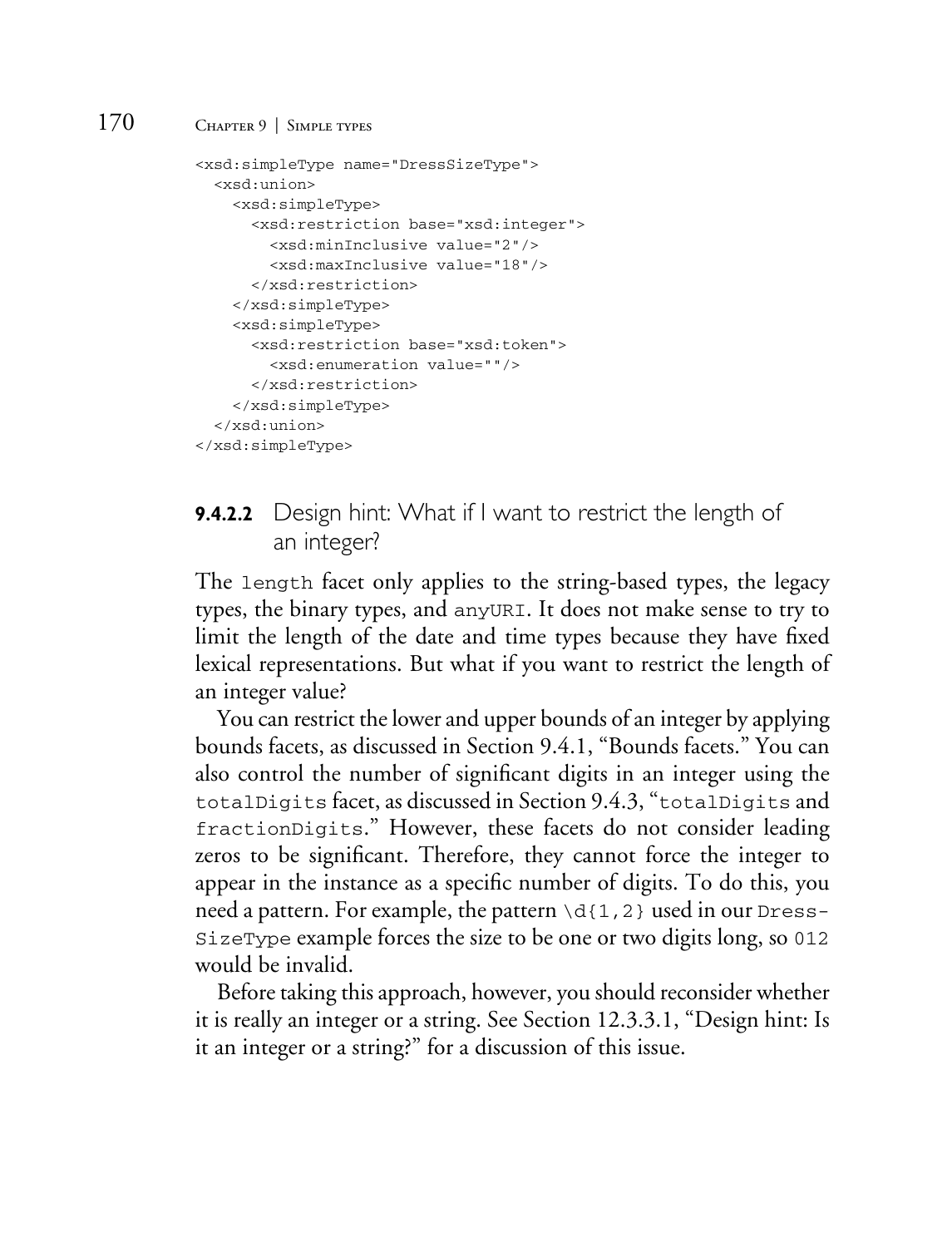```
<xsd:simpleType name="DressSizeType">
  <xsd:union>
    <xsd:simpleType>
      <xsd:restriction base="xsd:integer">
        <xsd:minInclusive value="2"/>
        <xsd:maxInclusive value="18"/>
      </xsd:restriction>
    </xsd:simpleType>
    <xsd:simpleType>
      <xsd:restriction base="xsd:token">
        <xsd:enumeration value=""/>
      </xsd:restriction>
    </xsd:simpleType>
  </xsd:union>
</xsd:simpleType>
```

#### 9.4.2.2 Design hint: What if I want to restrict the length of an integer?

The `length` facet only applies to the string-based types, the legacy types, the binary types, and `anyURI`. It does not make sense to try to limit the length of the date and time types because they have fixed lexical representations. But what if you want to restrict the length of an integer value?

You can restrict the lower and upper bounds of an integer by applying bounds facets, as discussed in Section 9.4.1, "Bounds facets." You can also control the number of significant digits in an integer using the `totalDigits` facet, as discussed in Section 9.4.3, "`totalDigits` and `fractionDigits`." However, these facets do not consider leading zeros to be significant. Therefore, they cannot force the integer to appear in the instance as a specific number of digits. To do this, you need a pattern. For example, the pattern `\d{1,2}` used in our `DressSizeType` example forces the size to be one or two digits long, so `012` would be invalid.

Before taking this approach, however, you should reconsider whether it is really an integer or a string. See Section 12.3.3.1, "Design hint: Is it an integer or a string?" for a discussion of this issue.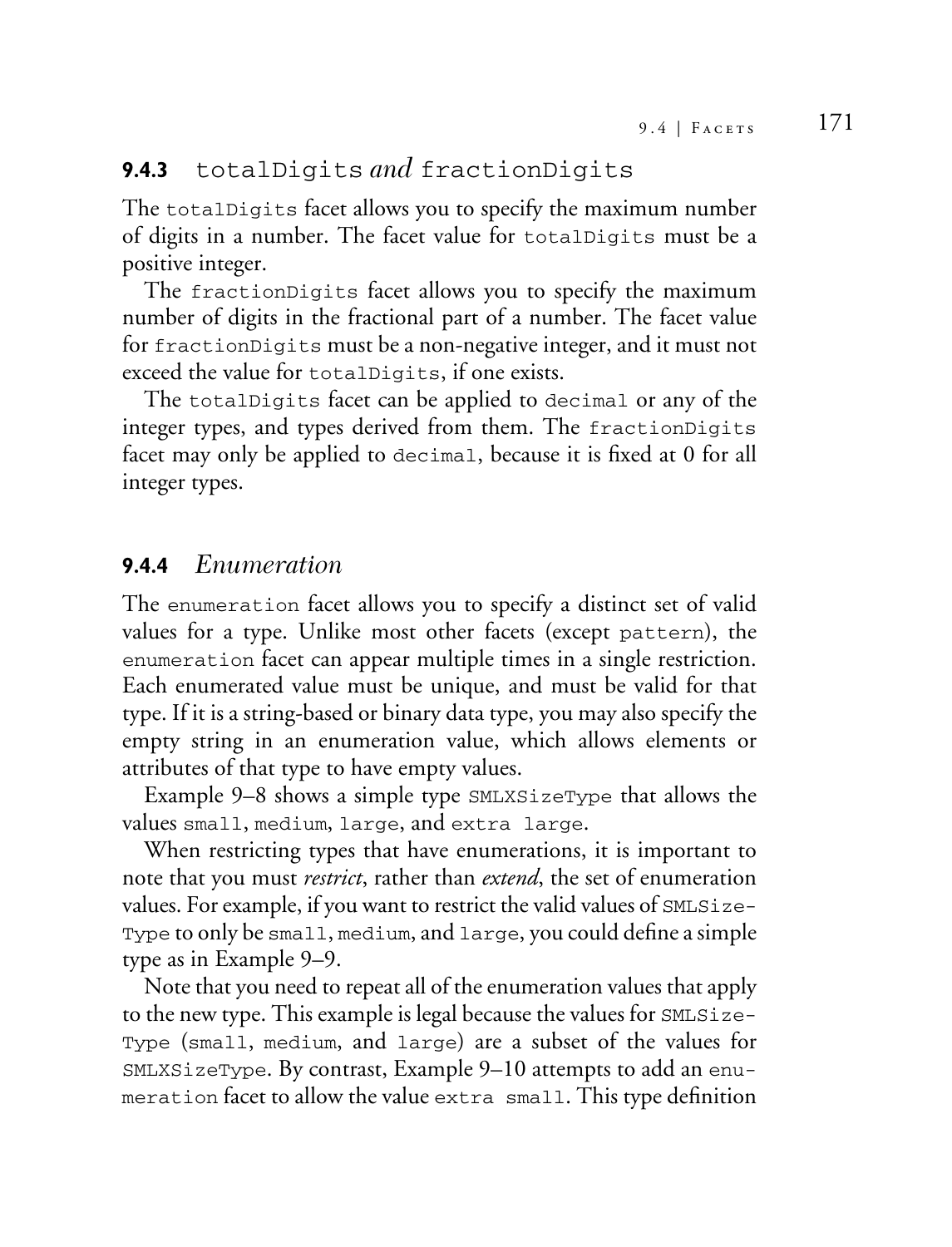### 9.4.3 `totalDigits` *and* `fractionDigits`

The `totalDigits` facet allows you to specify the maximum number of digits in a number. The facet value for `totalDigits` must be a positive integer.

The `fractionDigits` facet allows you to specify the maximum number of digits in the fractional part of a number. The facet value for `fractionDigits` must be a non-negative integer, and it must not exceed the value for `totalDigits`, if one exists.

The `totalDigits` facet can be applied to `decimal` or any of the integer types, and types derived from them. The `fractionDigits` facet may only be applied to `decimal`, because it is fixed at 0 for all integer types.

### 9.4.4 *Enumeration*

The `enumeration` facet allows you to specify a distinct set of valid values for a type. Unlike most other facets (except `pattern`), the `enumeration` facet can appear multiple times in a single restriction. Each enumerated value must be unique, and must be valid for that type. If it is a string-based or binary data type, you may also specify the empty string in an enumeration value, which allows elements or attributes of that type to have empty values.

Example 9–8 shows a simple type `SMLXSizeType` that allows the values `small`, `medium`, `large`, and `extra large`.

When restricting types that have enumerations, it is important to note that you must *restrict*, rather than *extend*, the set of enumeration values. For example, if you want to restrict the valid values of `SMLSizeType` to only be `small`, `medium`, and `large`, you could define a simple type as in Example 9–9.

Note that you need to repeat all of the enumeration values that apply to the new type. This example is legal because the values for `SMLSizeType` (`small`, `medium`, and `large`) are a subset of the values for `SMLXSizeType`. By contrast, Example 9–10 attempts to add an `enumeration` facet to allow the value `extra small`. This type definition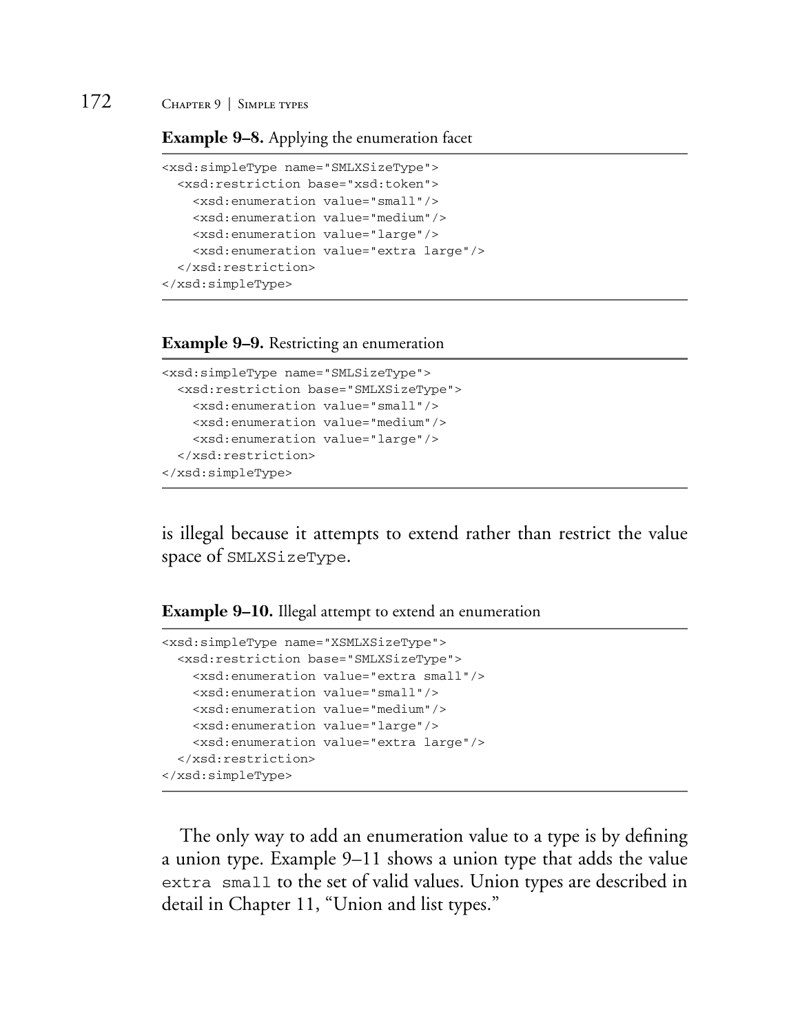**Example 9–8.** Applying the enumeration facet

```
<xsd:simpleType name="SMLXSizeType">
  <xsd:restriction base="xsd:token">
    <xsd:enumeration value="small"/>
    <xsd:enumeration value="medium"/>
    <xsd:enumeration value="large"/>
    <xsd:enumeration value="extra large"/>
  </xsd:restriction>
</xsd:simpleType>
```

**Example 9–9.** Restricting an enumeration

```
<xsd:simpleType name="SMLSizeType">
  <xsd:restriction base="SMLXSizeType">
    <xsd:enumeration value="small"/>
    <xsd:enumeration value="medium"/>
    <xsd:enumeration value="large"/>
  </xsd:restriction>
</xsd:simpleType>
```

is illegal because it attempts to extend rather than restrict the value space of `SMLXSizeType`.

**Example 9–10.** Illegal attempt to extend an enumeration

```
<xsd:simpleType name="XSMLXSizeType">
  <xsd:restriction base="SMLXSizeType">
    <xsd:enumeration value="extra small"/>
    <xsd:enumeration value="small"/>
    <xsd:enumeration value="medium"/>
    <xsd:enumeration value="large"/>
    <xsd:enumeration value="extra large"/>
  </xsd:restriction>
</xsd:simpleType>
```

The only way to add an enumeration value to a type is by defining a union type. Example 9–11 shows a union type that adds the value `extra small` to the set of valid values. Union types are described in detail in Chapter 11, "Union and list types."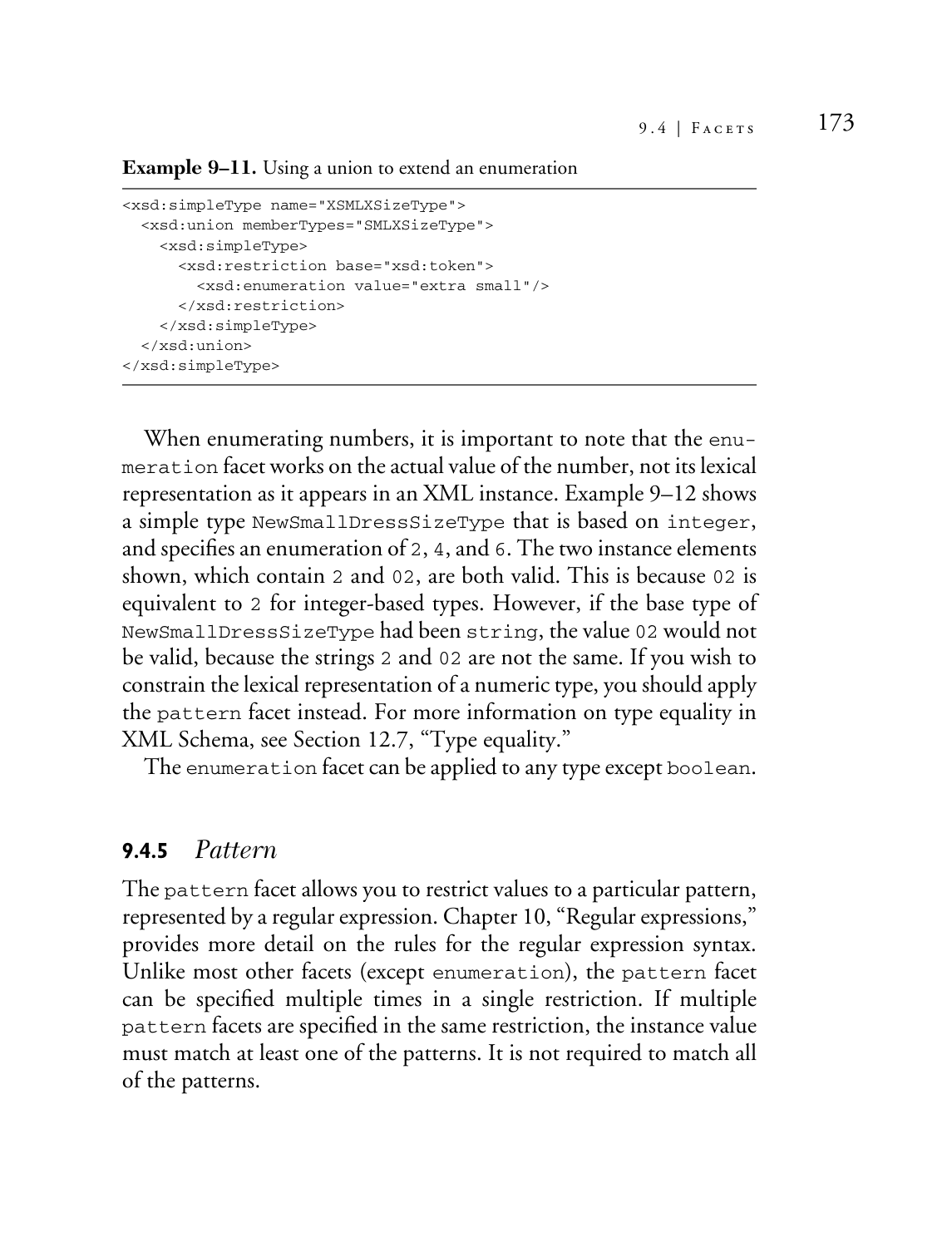**Example 9–11.** Using a union to extend an enumeration

```
<xsd:simpleType name="XSMLXSizeType">
  <xsd:union memberTypes="SMLXSizeType">
    <xsd:simpleType>
      <xsd:restriction base="xsd:token">
        <xsd:enumeration value="extra small"/>
      </xsd:restriction>
    </xsd:simpleType>
  </xsd:union>
</xsd:simpleType>
```

When enumerating numbers, it is important to note that the `enumeration` facet works on the actual value of the number, not its lexical representation as it appears in an XML instance. Example 9–12 shows a simple type `NewSmallDressSizeType` that is based on `integer`, and specifies an enumeration of `2`, `4`, and `6`. The two instance elements shown, which contain `2` and `02`, are both valid. This is because `02` is equivalent to `2` for integer-based types. However, if the base type of `NewSmallDressSizeType` had been `string`, the value `02` would not be valid, because the strings `2` and `02` are not the same. If you wish to constrain the lexical representation of a numeric type, you should apply the `pattern` facet instead. For more information on type equality in XML Schema, see Section 12.7, "Type equality."

The `enumeration` facet can be applied to any type except `boolean`.

### 9.4.5 *Pattern*

The `pattern` facet allows you to restrict values to a particular pattern, represented by a regular expression. Chapter 10, "Regular expressions," provides more detail on the rules for the regular expression syntax. Unlike most other facets (except `enumeration`), the `pattern` facet can be specified multiple times in a single restriction. If multiple `pattern` facets are specified in the same restriction, the instance value must match at least one of the patterns. It is not required to match all of the patterns.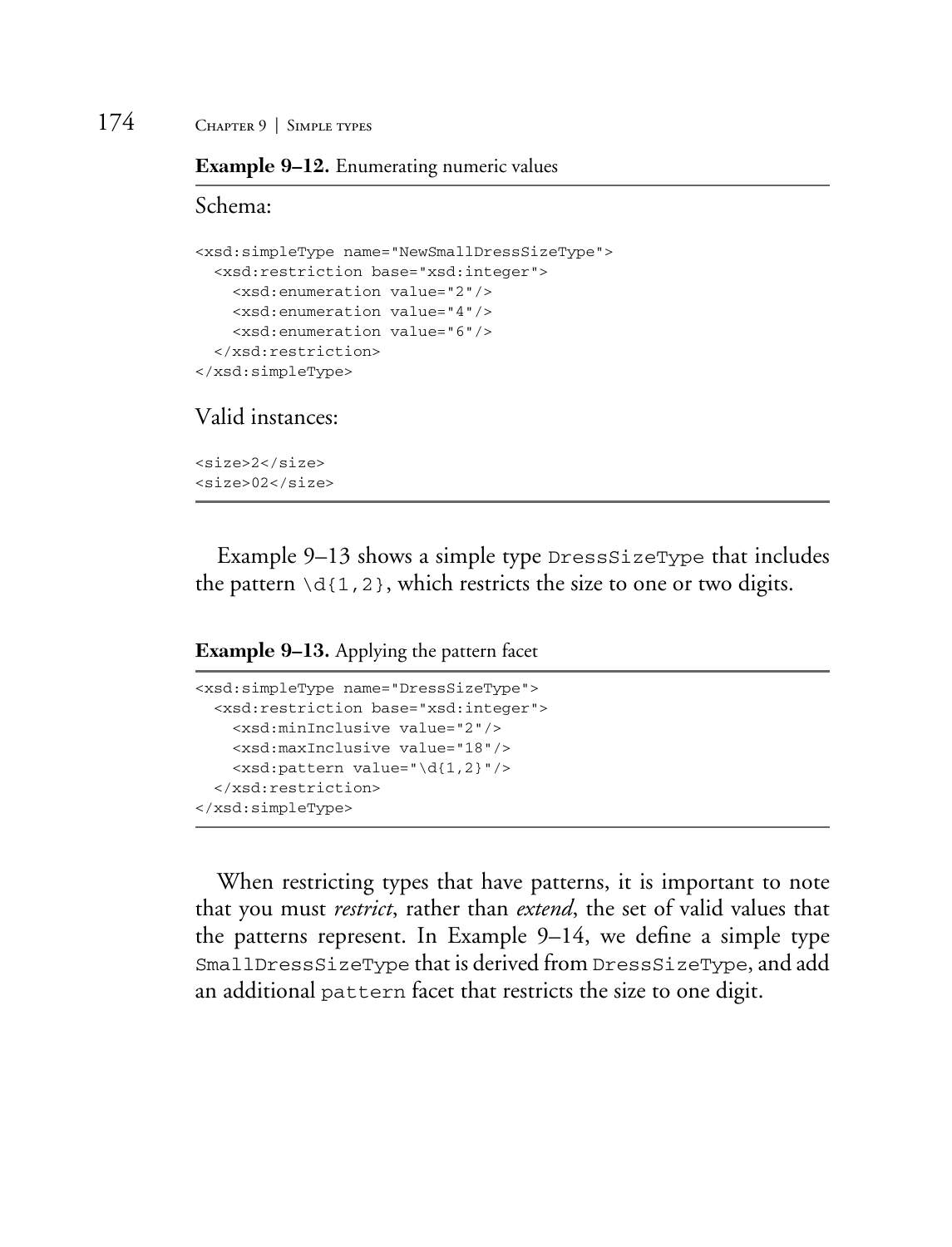**Example 9–12.** Enumerating numeric values

Schema:

```
<xsd:simpleType name="NewSmallDressSizeType">
  <xsd:restriction base="xsd:integer">
    <xsd:enumeration value="2"/>
    <xsd:enumeration value="4"/>
    <xsd:enumeration value="6"/>
  </xsd:restriction>
</xsd:simpleType>
```

Valid instances:

```
<size>2</size>
<size>02</size>
```

Example 9–13 shows a simple type `DressSizeType` that includes the pattern `\d{1,2}`, which restricts the size to one or two digits.

**Example 9–13.** Applying the pattern facet

```
<xsd:simpleType name="DressSizeType">
  <xsd:restriction base="xsd:integer">
    <xsd:minInclusive value="2"/>
    <xsd:maxInclusive value="18"/>
    <xsd:pattern value="\d{1,2}"/>
  </xsd:restriction>
</xsd:simpleType>
```

When restricting types that have patterns, it is important to note that you must *restrict*, rather than *extend*, the set of valid values that the patterns represent. In Example 9–14, we define a simple type `SmallDressSizeType` that is derived from `DressSizeType`, and add an additional `pattern` facet that restricts the size to one digit.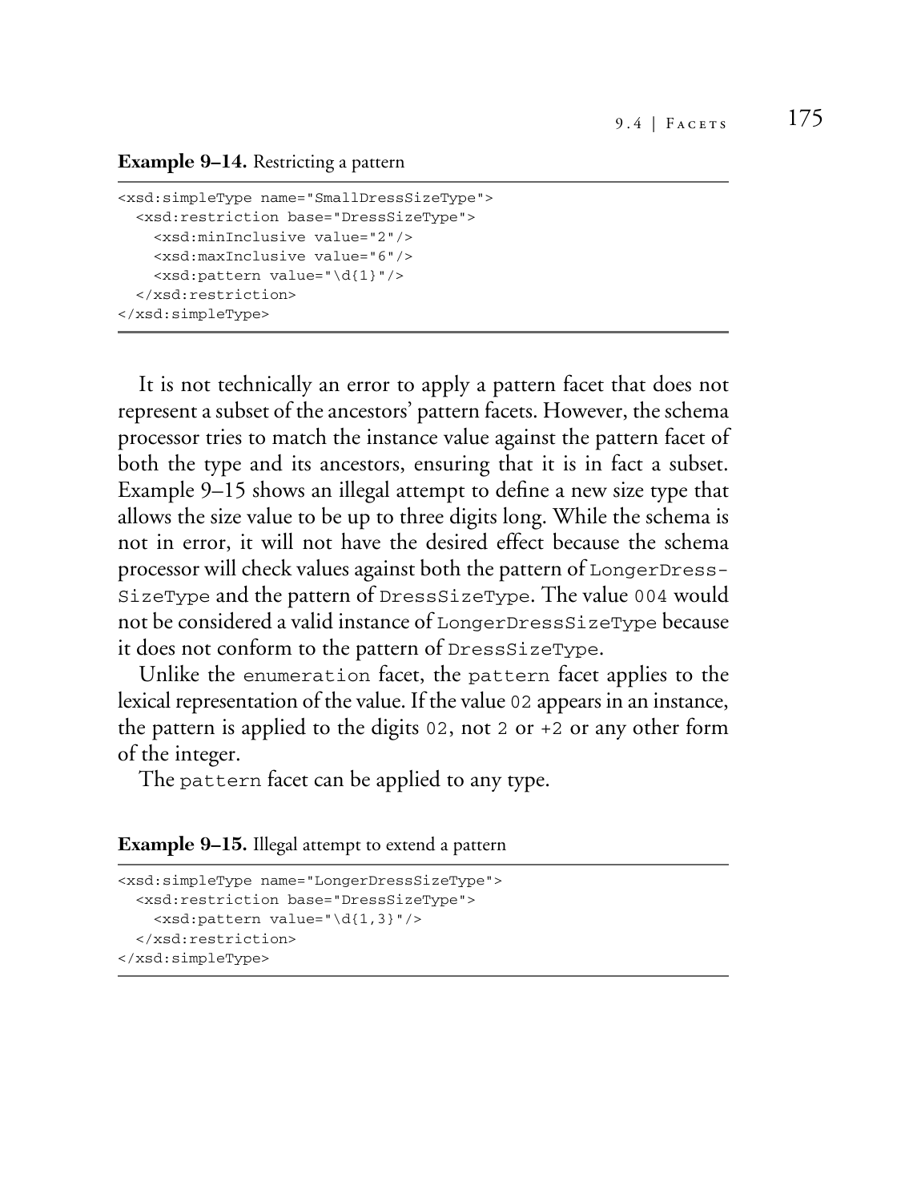**Example 9–14.** Restricting a pattern

```
<xsd:simpleType name="SmallDressSizeType">
  <xsd:restriction base="DressSizeType">
    <xsd:minInclusive value="2"/>
    <xsd:maxInclusive value="6"/>
    <xsd:pattern value="\d{1}"/>
  </xsd:restriction>
</xsd:simpleType>
```

It is not technically an error to apply a pattern facet that does not represent a subset of the ancestors' pattern facets. However, the schema processor tries to match the instance value against the pattern facet of both the type and its ancestors, ensuring that it is in fact a subset. Example 9–15 shows an illegal attempt to define a new size type that allows the size value to be up to three digits long. While the schema is not in error, it will not have the desired effect because the schema processor will check values against both the pattern of `LongerDressSizeType` and the pattern of `DressSizeType`. The value `004` would not be considered a valid instance of `LongerDressSizeType` because it does not conform to the pattern of `DressSizeType`.

Unlike the `enumeration` facet, the `pattern` facet applies to the lexical representation of the value. If the value `02` appears in an instance, the pattern is applied to the digits `02`, not `2` or `+2` or any other form of the integer.

The `pattern` facet can be applied to any type.

**Example 9–15.** Illegal attempt to extend a pattern

```
<xsd:simpleType name="LongerDressSizeType">
  <xsd:restriction base="DressSizeType">
    <xsd:pattern value="\d{1,3}"/>
  </xsd:restriction>
</xsd:simpleType>
```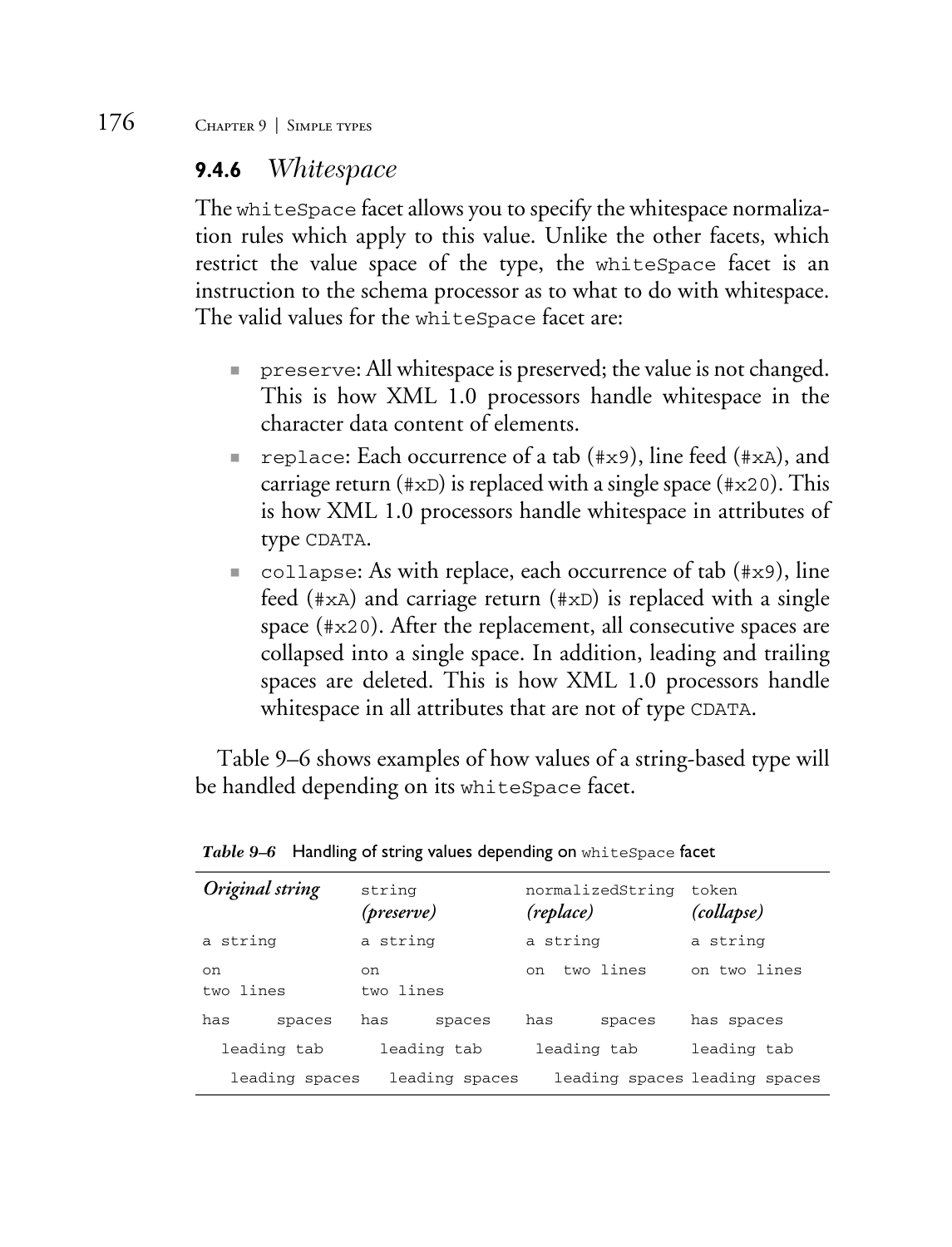### 9.4.6 *Whitespace*

The `whiteSpace` facet allows you to specify the whitespace normalization rules which apply to this value. Unlike the other facets, which restrict the value space of the type, the `whiteSpace` facet is an instruction to the schema processor as to what to do with whitespace. The valid values for the `whiteSpace` facet are:

- `preserve`: All whitespace is preserved; the value is not changed. This is how XML 1.0 processors handle whitespace in the character data content of elements.
- `replace`: Each occurrence of a tab (`#x9`), line feed (`#xA`), and carriage return (`#xD`) is replaced with a single space (`#x20`). This is how XML 1.0 processors handle whitespace in attributes of type `CDATA`.
- `collapse`: As with replace, each occurrence of tab (`#x9`), line feed (`#xA`) and carriage return (`#xD`) is replaced with a single space (`#x20`). After the replacement, all consecutive spaces are collapsed into a single space. In addition, leading and trailing spaces are deleted. This is how XML 1.0 processors handle whitespace in all attributes that are not of type `CDATA`.

Table 9–6 shows examples of how values of a string-based type will be handled depending on its `whiteSpace` facet.

***Table 9–6*** Handling of string values depending on `whiteSpace` facet

| *Original string* | `string` *(preserve)* | `normalizedString` *(replace)* | `token` *(collapse)* |
|---|---|---|---|
| `a string` | `a string` | `a string` | `a string` |
| `on`<br>`two lines` | `on`<br>`two lines` | `on  two lines` | `on two lines` |
| `has      spaces` | `has      spaces` | `has      spaces` | `has spaces` |
| `   leading tab` | `   leading tab` | `  leading tab` | `leading tab` |
| `    leading spaces` | `    leading spaces` | `    leading spaces` | `leading spaces` |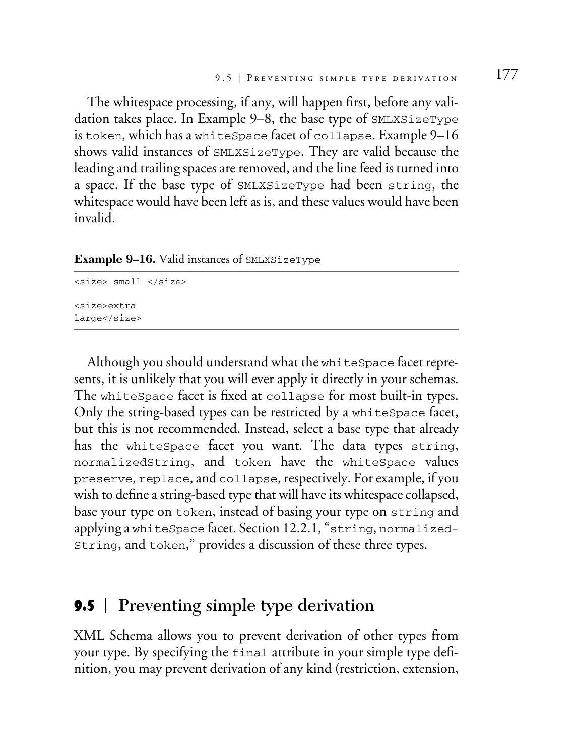The whitespace processing, if any, will happen first, before any validation takes place. In Example 9–8, the base type of `SMLXSizeType` is `token`, which has a `whiteSpace` facet of `collapse`. Example 9–16 shows valid instances of `SMLXSizeType`. They are valid because the leading and trailing spaces are removed, and the line feed is turned into a space. If the base type of `SMLXSizeType` had been `string`, the whitespace would have been left as is, and these values would have been invalid.

**Example 9–16.** Valid instances of `SMLXSizeType`

```
<size> small </size>

<size>extra
large</size>
```

Although you should understand what the `whiteSpace` facet represents, it is unlikely that you will ever apply it directly in your schemas. The `whiteSpace` facet is fixed at `collapse` for most built-in types. Only the string-based types can be restricted by a `whiteSpace` facet, but this is not recommended. Instead, select a base type that already has the `whiteSpace` facet you want. The data types `string`, `normalizedString`, and `token` have the `whiteSpace` values `preserve`, `replace`, and `collapse`, respectively. For example, if you wish to define a string-based type that will have its whitespace collapsed, base your type on `token`, instead of basing your type on `string` and applying a `whiteSpace` facet. Section 12.2.1, "`string`, `normalizedString`, and `token`," provides a discussion of these three types.

## 9.5 | Preventing simple type derivation

XML Schema allows you to prevent derivation of other types from your type. By specifying the `final` attribute in your simple type definition, you may prevent derivation of any kind (restriction, extension,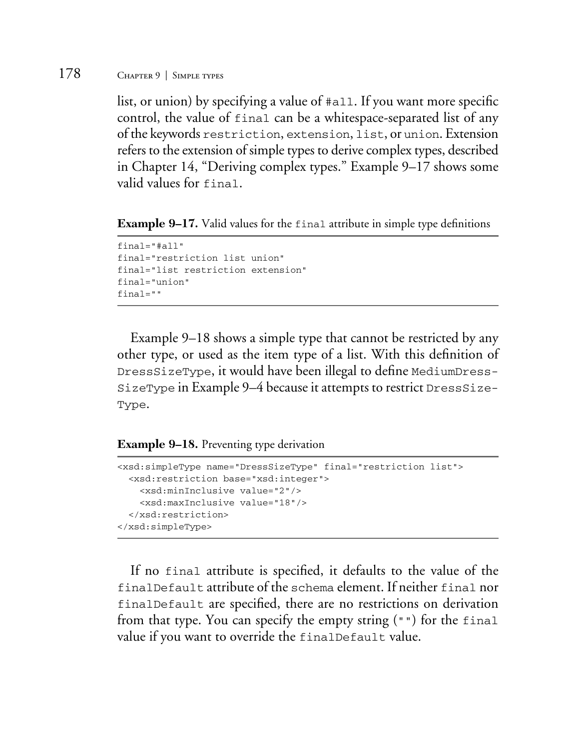list, or union) by specifying a value of `#all`. If you want more specific control, the value of `final` can be a whitespace-separated list of any of the keywords `restriction`, `extension`, `list`, or `union`. Extension refers to the extension of simple types to derive complex types, described in Chapter 14, "Deriving complex types." Example 9–17 shows some valid values for `final`.

**Example 9–17.** Valid values for the `final` attribute in simple type definitions

```
final="#all"
final="restriction list union"
final="list restriction extension"
final="union"
final=""
```

Example 9–18 shows a simple type that cannot be restricted by any other type, or used as the item type of a list. With this definition of `DressSizeType`, it would have been illegal to define `MediumDressSizeType` in Example 9–4 because it attempts to restrict `DressSizeType`.

**Example 9–18.** Preventing type derivation

```
<xsd:simpleType name="DressSizeType" final="restriction list">
  <xsd:restriction base="xsd:integer">
    <xsd:minInclusive value="2"/>
    <xsd:maxInclusive value="18"/>
  </xsd:restriction>
</xsd:simpleType>
```

If no `final` attribute is specified, it defaults to the value of the `finalDefault` attribute of the `schema` element. If neither `final` nor `finalDefault` are specified, there are no restrictions on derivation from that type. You can specify the empty string (`""`) for the `final` value if you want to override the `finalDefault` value.